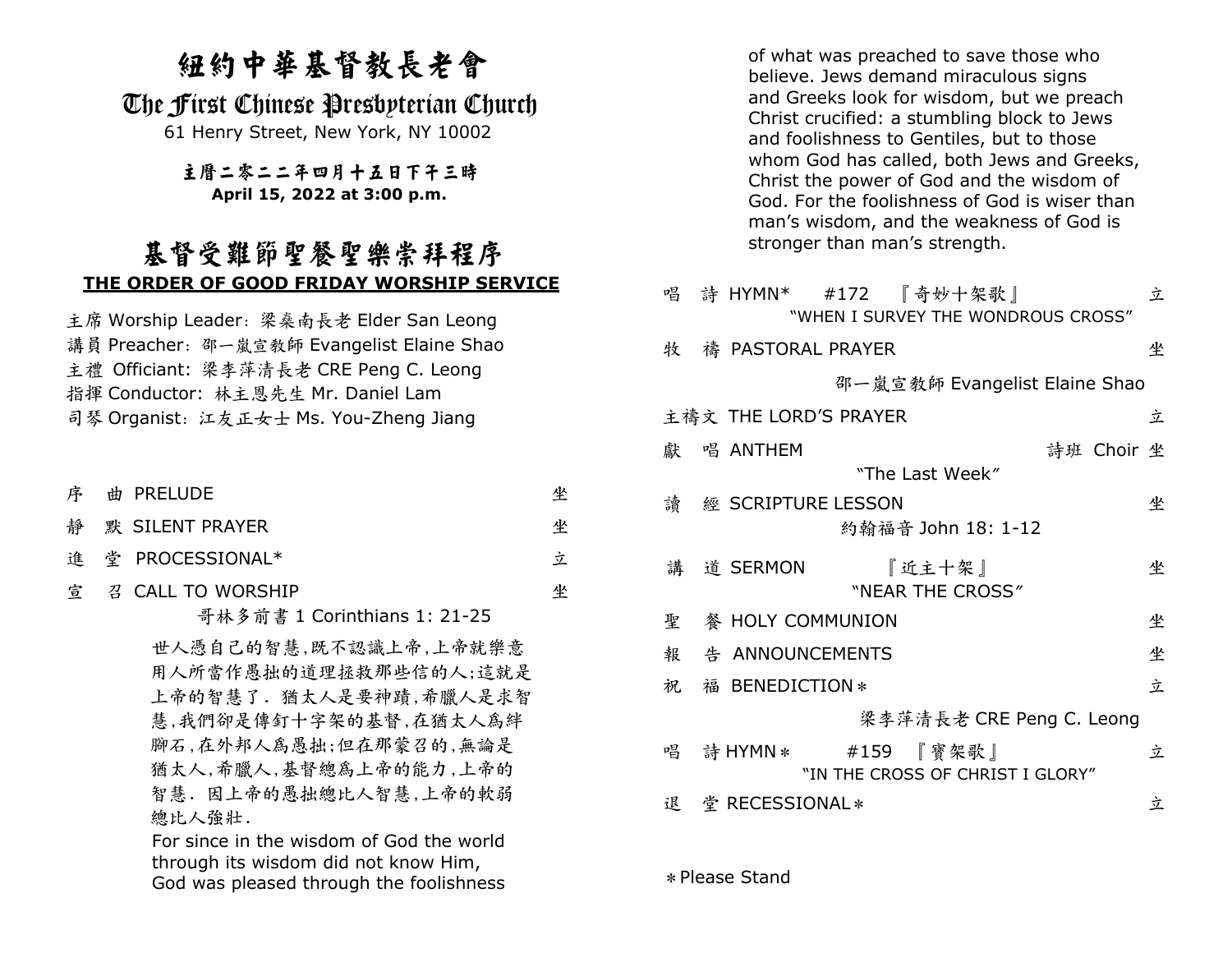# 紐約中華基督教長老會

## The First Chinese Presbyterian Church

61 Henry Street, New York, NY 10002

**主曆二零二二年四月十五日下午三時**
**April 15, 2022 at 3:00 p.m.**

# 基督受難節聖餐聖樂崇拜程序

**THE ORDER OF GOOD FRIDAY WORSHIP SERVICE**

主席 Worship Leader：梁燊南長老 Elder San Leong
講員 Preacher：邵一嵐宣教師 Evangelist Elaine Shao
主禮 Officiant: 梁李萍清長老 CRE Peng C. Leong
指揮 Conductor: 林主恩先生 Mr. Daniel Lam
司琴 Organist：江友正女士 Ms. You-Zheng Jiang

序 曲 PRELUDE 坐

靜 默 SILENT PRAYER 坐

進 堂 PROCESSIONAL* 立

宣 召 CALL TO WORSHIP 坐

哥林多前書 1 Corinthians 1: 21-25

世人憑自己的智慧,既不認識上帝,上帝就樂意用人所當作愚拙的道理拯救那些信的人;這就是上帝的智慧了. 猶太人是要神蹟,希臘人是求智慧,我們卻是傳釘十字架的基督,在猶太人爲絆脚石,在外邦人爲愚拙;但在那蒙召的,無論是猶太人,希臘人,基督總爲上帝的能力,上帝的智慧. 因上帝的愚拙總比人智慧,上帝的軟弱總比人強壯.

For since in the wisdom of God the world through its wisdom did not know Him, God was pleased through the foolishness of what was preached to save those who believe. Jews demand miraculous signs and Greeks look for wisdom, but we preach Christ crucified: a stumbling block to Jews and foolishness to Gentiles, but to those whom God has called, both Jews and Greeks, Christ the power of God and the wisdom of God. For the foolishness of God is wiser than man's wisdom, and the weakness of God is stronger than man's strength.

唱 詩 HYMN* #172 『奇妙十架歌』 立
"WHEN I SURVEY THE WONDROUS CROSS"

牧 禱 PASTORAL PRAYER 坐
邵一嵐宣教師 Evangelist Elaine Shao

主禱文 THE LORD'S PRAYER 立

獻 唱 ANTHEM 詩班 Choir 坐
"The Last Week"

讀 經 SCRIPTURE LESSON 坐
約翰福音 John 18: 1-12

講 道 SERMON 『近主十架』 坐
"NEAR THE CROSS"

聖 餐 HOLY COMMUNION 坐

報 告 ANNOUNCEMENTS 坐

祝 福 BENEDICTION＊ 立
梁李萍清長老 CRE Peng C. Leong

唱 詩 HYMN＊ #159 『寶架歌』 立
"IN THE CROSS OF CHRIST I GLORY"

退 堂 RECESSIONAL＊ 立

＊Please Stand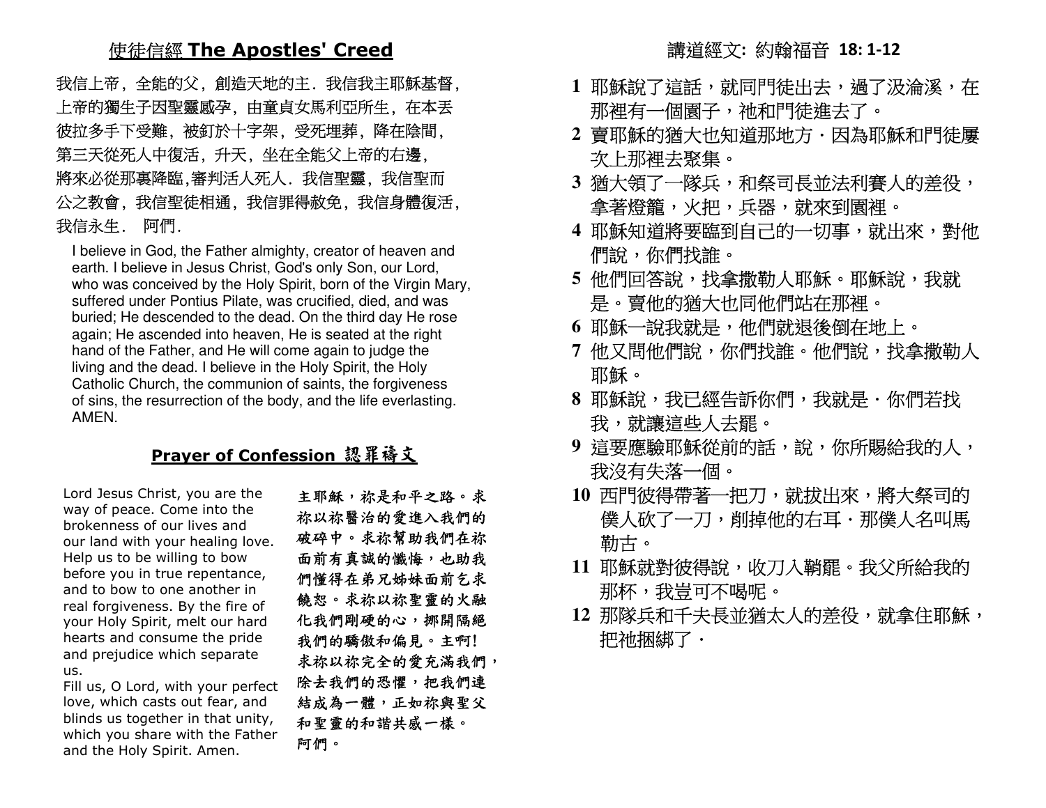## 使徒信經 The Apostles' Creed

我信上帝，全能的父，創造天地的主．我信我主耶穌基督，上帝的獨生子因聖靈感孕，由童貞女馬利亞所生，在本丟彼拉多手下受難，被釘於十字架，受死埋葬，降在陰間，第三天從死人中復活，升天，坐在全能父上帝的右邊，將來必從那裏降臨,審判活人死人．我信聖靈，我信聖而公之教會，我信聖徒相通，我信罪得赦免，我信身體復活，我信永生． 阿們．

I believe in God, the Father almighty, creator of heaven and earth. I believe in Jesus Christ, God's only Son, our Lord, who was conceived by the Holy Spirit, born of the Virgin Mary, suffered under Pontius Pilate, was crucified, died, and was buried; He descended to the dead. On the third day He rose again; He ascended into heaven, He is seated at the right hand of the Father, and He will come again to judge the living and the dead. I believe in the Holy Spirit, the Holy Catholic Church, the communion of saints, the forgiveness of sins, the resurrection of the body, and the life everlasting. AMEN.

## Prayer of Confession 認罪禱文

Lord Jesus Christ, you are the way of peace. Come into the brokenness of our lives and our land with your healing love. Help us to be willing to bow before you in true repentance, and to bow to one another in real forgiveness. By the fire of your Holy Spirit, melt our hard hearts and consume the pride and prejudice which separate us.
Fill us, O Lord, with your perfect love, which casts out fear, and binds us together in that unity, which you share with the Father and the Holy Spirit. Amen.

主耶穌，祢是和平之路。求祢以祢醫治的愛進入我們的破碎中。求祢幫助我們在祢面前有真誠的懺悔，也助我們懂得在弟兄姊妹面前乞求饒恕。求祢以祢聖靈的火融化我們剛硬的心，挪開隔絕我們的驕傲和偏見。主啊! 求祢以祢完全的愛充滿我們，除去我們的恐懼，把我們連結成為一體，正如祢與聖父和聖靈的和諧共感一樣。阿們。

## 講道經文: 約翰福音 18: 1-12

**1** 耶穌說了這話，就同門徒出去，過了汲淪溪，在那裡有一個園子，祂和門徒進去了。
**2** 賣耶穌的猶大也知道那地方‧因為耶穌和門徒屢次上那裡去聚集。
**3** 猶大領了一隊兵，和祭司長並法利賽人的差役，拿著燈籠，火把，兵器，就來到園裡。
**4** 耶穌知道將要臨到自己的一切事，就出來，對他們說，你們找誰。
**5** 他們回答說，找拿撒勒人耶穌。耶穌說，我就是。賣他的猶大也同他們站在那裡。
**6** 耶穌一說我就是，他們就退後倒在地上。
**7** 他又問他們說，你們找誰。他們說，找拿撒勒人耶穌。
**8** 耶穌說，我已經告訴你們，我就是‧你們若找我，就讓這些人去罷。
**9** 這要應驗耶穌從前的話，說，你所賜給我的人，我沒有失落一個。
**10** 西門彼得帶著一把刀，就拔出來，將大祭司的僕人砍了一刀，削掉他的右耳‧那僕人名叫馬勒古。
**11** 耶穌就對彼得說，收刀入鞘罷。我父所給我的那杯，我豈可不喝呢。
**12** 那隊兵和千夫長並猶太人的差役，就拿住耶穌，把祂捆綁了‧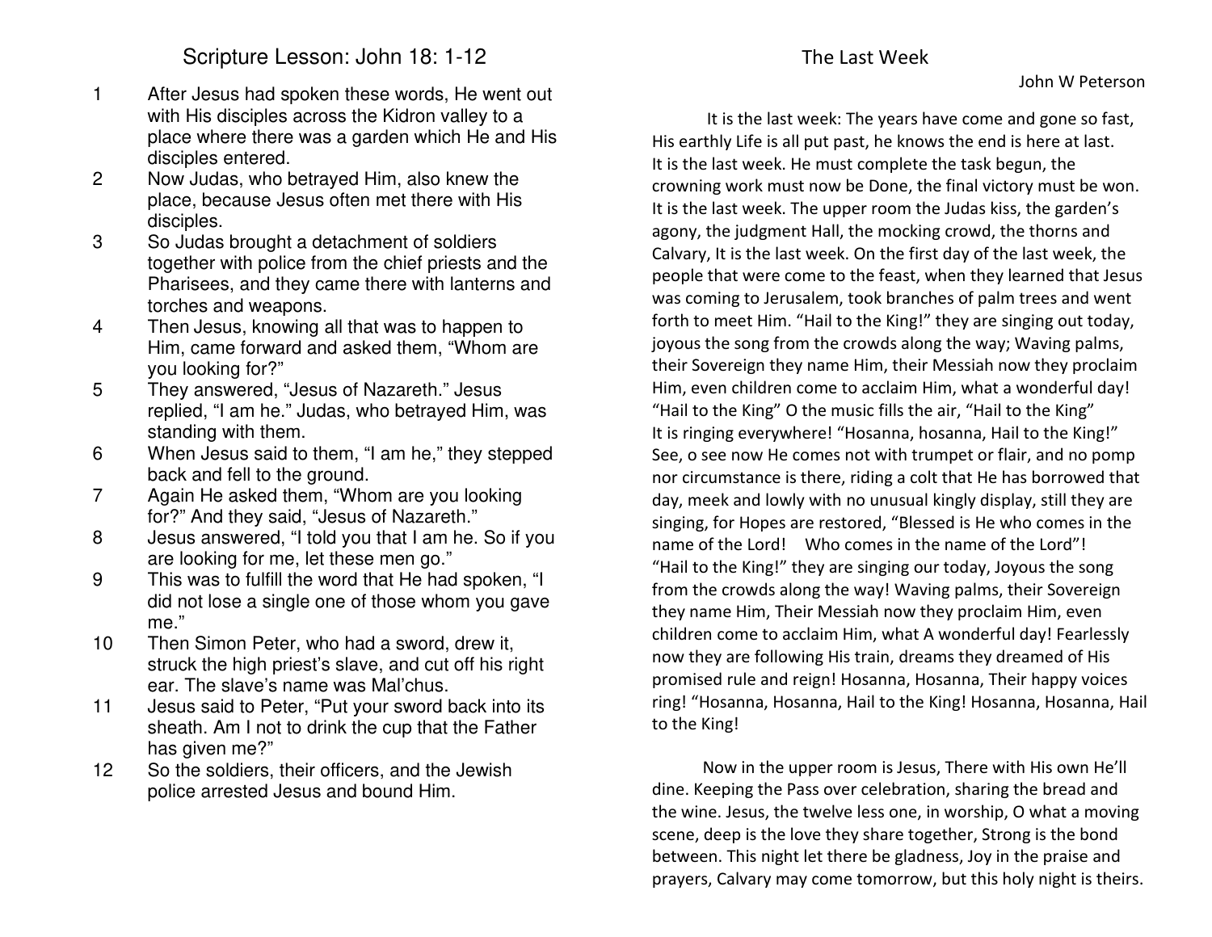## Scripture Lesson: John 18: 1-12

1 After Jesus had spoken these words, He went out with His disciples across the Kidron valley to a place where there was a garden which He and His disciples entered.

2 Now Judas, who betrayed Him, also knew the place, because Jesus often met there with His disciples.

3 So Judas brought a detachment of soldiers together with police from the chief priests and the Pharisees, and they came there with lanterns and torches and weapons.

4 Then Jesus, knowing all that was to happen to Him, came forward and asked them, “Whom are you looking for?”

5 They answered, “Jesus of Nazareth.” Jesus replied, “I am he.” Judas, who betrayed Him, was standing with them.

6 When Jesus said to them, “I am he,” they stepped back and fell to the ground.

7 Again He asked them, “Whom are you looking for?” And they said, “Jesus of Nazareth.”

8 Jesus answered, “I told you that I am he. So if you are looking for me, let these men go.”

9 This was to fulfill the word that He had spoken, “I did not lose a single one of those whom you gave me.”

10 Then Simon Peter, who had a sword, drew it, struck the high priest’s slave, and cut off his right ear. The slave’s name was Mal’chus.

11 Jesus said to Peter, “Put your sword back into its sheath. Am I not to drink the cup that the Father has given me?”

12 So the soldiers, their officers, and the Jewish police arrested Jesus and bound Him.

## The Last Week

John W Peterson

It is the last week: The years have come and gone so fast, His earthly Life is all put past, he knows the end is here at last. It is the last week. He must complete the task begun, the crowning work must now be Done, the final victory must be won. It is the last week. The upper room the Judas kiss, the garden’s agony, the judgment Hall, the mocking crowd, the thorns and Calvary, It is the last week. On the first day of the last week, the people that were come to the feast, when they learned that Jesus was coming to Jerusalem, took branches of palm trees and went forth to meet Him. “Hail to the King!” they are singing out today, joyous the song from the crowds along the way; Waving palms, their Sovereign they name Him, their Messiah now they proclaim Him, even children come to acclaim Him, what a wonderful day! “Hail to the King” O the music fills the air, “Hail to the King” It is ringing everywhere! “Hosanna, hosanna, Hail to the King!” See, o see now He comes not with trumpet or flair, and no pomp nor circumstance is there, riding a colt that He has borrowed that day, meek and lowly with no unusual kingly display, still they are singing, for Hopes are restored, “Blessed is He who comes in the name of the Lord! Who comes in the name of the Lord”! “Hail to the King!” they are singing our today, Joyous the song from the crowds along the way! Waving palms, their Sovereign they name Him, Their Messiah now they proclaim Him, even children come to acclaim Him, what A wonderful day! Fearlessly now they are following His train, dreams they dreamed of His promised rule and reign! Hosanna, Hosanna, Their happy voices ring! “Hosanna, Hosanna, Hail to the King! Hosanna, Hosanna, Hail to the King!

Now in the upper room is Jesus, There with His own He’ll dine. Keeping the Pass over celebration, sharing the bread and the wine. Jesus, the twelve less one, in worship, O what a moving scene, deep is the love they share together, Strong is the bond between. This night let there be gladness, Joy in the praise and prayers, Calvary may come tomorrow, but this holy night is theirs.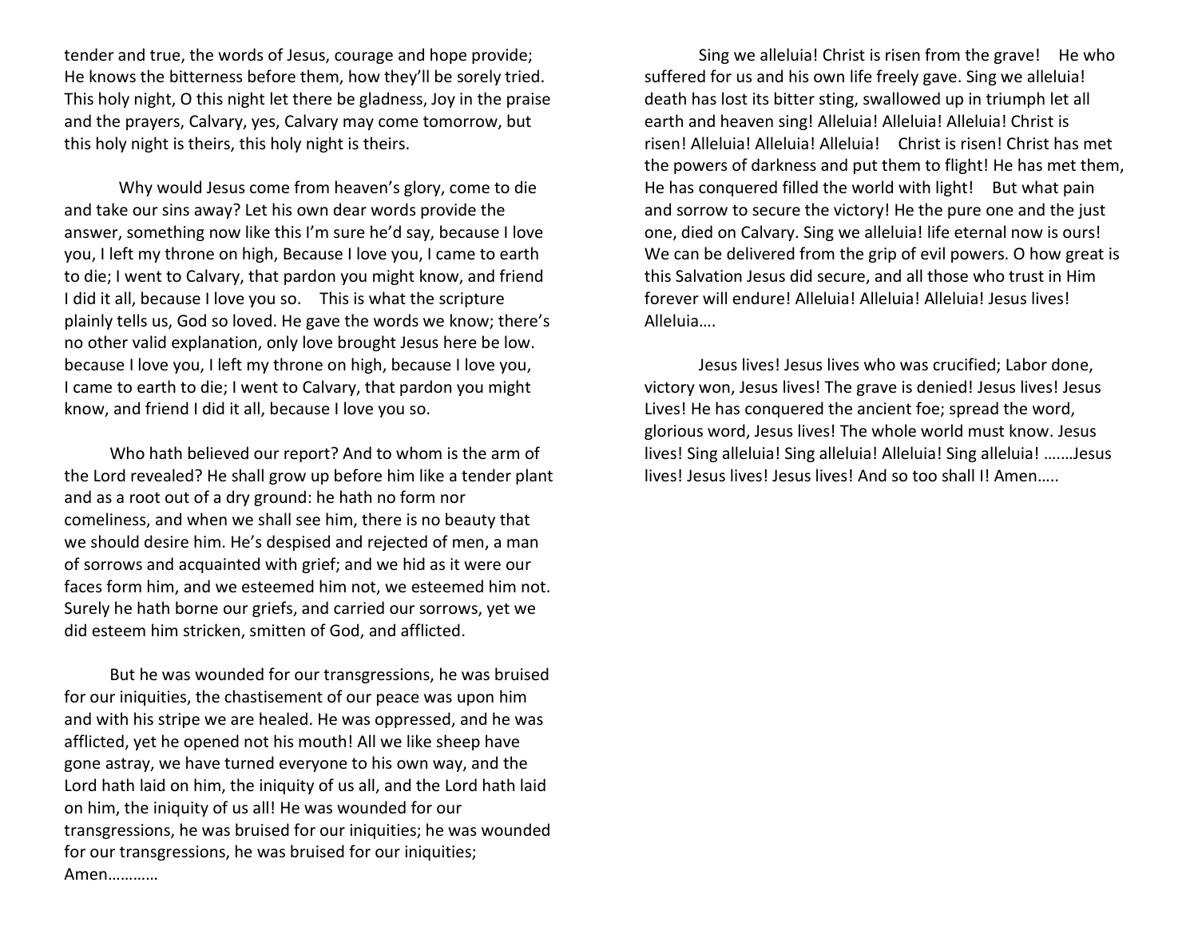tender and true, the words of Jesus, courage and hope provide; He knows the bitterness before them, how they'll be sorely tried. This holy night, O this night let there be gladness, Joy in the praise and the prayers, Calvary, yes, Calvary may come tomorrow, but this holy night is theirs, this holy night is theirs.

Why would Jesus come from heaven's glory, come to die and take our sins away? Let his own dear words provide the answer, something now like this I'm sure he'd say, because I love you, I left my throne on high, Because I love you, I came to earth to die; I went to Calvary, that pardon you might know, and friend I did it all, because I love you so. This is what the scripture plainly tells us, God so loved. He gave the words we know; there's no other valid explanation, only love brought Jesus here be low. because I love you, I left my throne on high, because I love you, I came to earth to die; I went to Calvary, that pardon you might know, and friend I did it all, because I love you so.

Who hath believed our report? And to whom is the arm of the Lord revealed? He shall grow up before him like a tender plant and as a root out of a dry ground: he hath no form nor comeliness, and when we shall see him, there is no beauty that we should desire him. He's despised and rejected of men, a man of sorrows and acquainted with grief; and we hid as it were our faces form him, and we esteemed him not, we esteemed him not. Surely he hath borne our griefs, and carried our sorrows, yet we did esteem him stricken, smitten of God, and afflicted.

But he was wounded for our transgressions, he was bruised for our iniquities, the chastisement of our peace was upon him and with his stripe we are healed. He was oppressed, and he was afflicted, yet he opened not his mouth! All we like sheep have gone astray, we have turned everyone to his own way, and the Lord hath laid on him, the iniquity of us all, and the Lord hath laid on him, the iniquity of us all! He was wounded for our transgressions, he was bruised for our iniquities; he was wounded for our transgressions, he was bruised for our iniquities; Amen…………

Sing we alleluia! Christ is risen from the grave! He who suffered for us and his own life freely gave. Sing we alleluia! death has lost its bitter sting, swallowed up in triumph let all earth and heaven sing! Alleluia! Alleluia! Alleluia! Christ is risen! Alleluia! Alleluia! Alleluia! Christ is risen! Christ has met the powers of darkness and put them to flight! He has met them, He has conquered filled the world with light! But what pain and sorrow to secure the victory! He the pure one and the just one, died on Calvary. Sing we alleluia! life eternal now is ours! We can be delivered from the grip of evil powers. O how great is this Salvation Jesus did secure, and all those who trust in Him forever will endure! Alleluia! Alleluia! Alleluia! Jesus lives! Alleluia….

Jesus lives! Jesus lives who was crucified; Labor done, victory won, Jesus lives! The grave is denied! Jesus lives! Jesus Lives! He has conquered the ancient foe; spread the word, glorious word, Jesus lives! The whole world must know. Jesus lives! Sing alleluia! Sing alleluia! Alleluia! Sing alleluia! …….Jesus lives! Jesus lives! Jesus lives! And so too shall I! Amen…..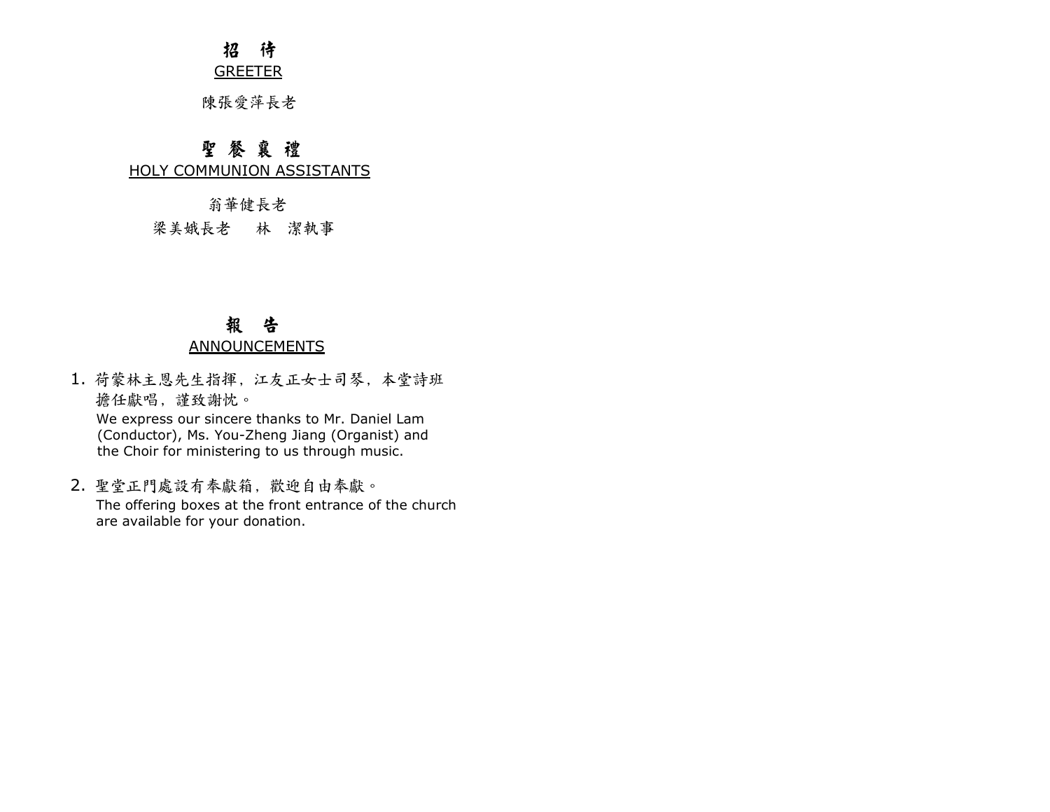## 招 待

GREETER

陳張愛萍長老

## 聖 餐 襄 禮

HOLY COMMUNION ASSISTANTS

翁華健長老

梁美娥長老　　林　潔執事

## 報 告

ANNOUNCEMENTS

1. 荷蒙林主恩先生指揮，江友正女士司琴，本堂詩班擔任獻唱，謹致謝忱。
   We express our sincere thanks to Mr. Daniel Lam (Conductor), Ms. You-Zheng Jiang (Organist) and the Choir for ministering to us through music.

2. 聖堂正門處設有奉獻箱，歡迎自由奉獻。
   The offering boxes at the front entrance of the church are available for your donation.